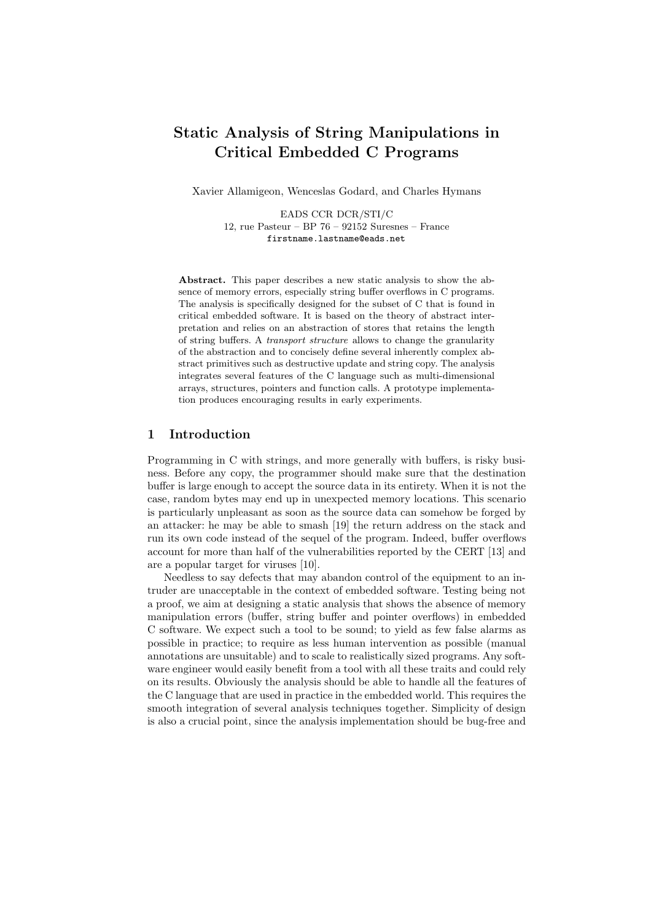# Static Analysis of String Manipulations in Critical Embedded C Programs

Xavier Allamigeon, Wenceslas Godard, and Charles Hymans

EADS CCR DCR/STI/C
12, rue Pasteur – BP 76 – 92152 Suresnes – France
firstname.lastname@eads.net

**Abstract.** This paper describes a new static analysis to show the absence of memory errors, especially string buffer overflows in C programs. The analysis is specifically designed for the subset of C that is found in critical embedded software. It is based on the theory of abstract interpretation and relies on an abstraction of stores that retains the length of string buffers. A *transport structure* allows to change the granularity of the abstraction and to concisely define several inherently complex abstract primitives such as destructive update and string copy. The analysis integrates several features of the C language such as multi-dimensional arrays, structures, pointers and function calls. A prototype implementation produces encouraging results in early experiments.

## 1 Introduction

Programming in C with strings, and more generally with buffers, is risky business. Before any copy, the programmer should make sure that the destination buffer is large enough to accept the source data in its entirety. When it is not the case, random bytes may end up in unexpected memory locations. This scenario is particularly unpleasant as soon as the source data can somehow be forged by an attacker: he may be able to smash [19] the return address on the stack and run its own code instead of the sequel of the program. Indeed, buffer overflows account for more than half of the vulnerabilities reported by the CERT [13] and are a popular target for viruses [10].

Needless to say defects that may abandon control of the equipment to an intruder are unacceptable in the context of embedded software. Testing being not a proof, we aim at designing a static analysis that shows the absence of memory manipulation errors (buffer, string buffer and pointer overflows) in embedded C software. We expect such a tool to be sound; to yield as few false alarms as possible in practice; to require as less human intervention as possible (manual annotations are unsuitable) and to scale to realistically sized programs. Any software engineer would easily benefit from a tool with all these traits and could rely on its results. Obviously the analysis should be able to handle all the features of the C language that are used in practice in the embedded world. This requires the smooth integration of several analysis techniques together. Simplicity of design is also a crucial point, since the analysis implementation should be bug-free and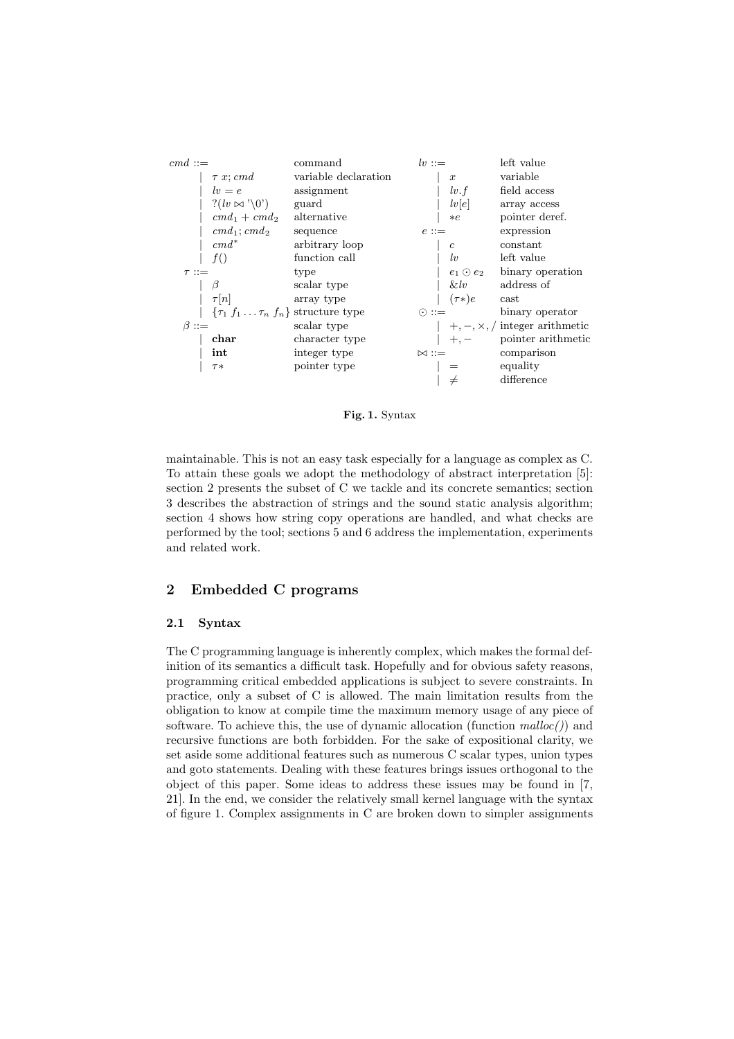| | | | |
|---|---|---|---|
| $cmd ::=$ | command | $lv ::=$ | left value |
| $\mid\ \tau\ x; cmd$ | variable declaration | $\mid\ x$ | variable |
| $\mid\ lv = e$ | assignment | $\mid\ lv.f$ | field access |
| $\mid\ ?(lv \bowtie \text{'\textbackslash 0'})$ | guard | $\mid\ lv[e]$ | array access |
| $\mid\ cmd_1 + cmd_2$ | alternative | $\mid\ *e$ | pointer deref. |
| $\mid\ cmd_1; cmd_2$ | sequence | $e ::=$ | expression |
| $\mid\ cmd^*$ | arbitrary loop | $\mid\ c$ | constant |
| $\mid\ f()$ | function call | $\mid\ lv$ | left value |
| $\tau ::=$ | type | $\mid\ e_1 \odot e_2$ | binary operation |
| $\mid\ \beta$ | scalar type | $\mid\ \&lv$ | address of |
| $\mid\ \tau[n]$ | array type | $\mid\ (\tau*)e$ | cast |
| $\mid\ \{\tau_1\ f_1 \ldots \tau_n\ f_n\}$ | structure type | $\odot ::=$ | binary operator |
| $\beta ::=$ | scalar type | $\mid\ +, -, \times, /$ | integer arithmetic |
| $\mid$ **char** | character type | $\mid\ +, -$ | pointer arithmetic |
| $\mid$ **int** | integer type | $\bowtie ::=$ | comparison |
| $\mid\ \tau*$ | pointer type | $\mid\ =$ | equality |
| | | $\mid\ \neq$ | difference |

**Fig. 1.** Syntax

maintainable. This is not an easy task especially for a language as complex as C. To attain these goals we adopt the methodology of abstract interpretation [5]: section 2 presents the subset of C we tackle and its concrete semantics; section 3 describes the abstraction of strings and the sound static analysis algorithm; section 4 shows how string copy operations are handled, and what checks are performed by the tool; sections 5 and 6 address the implementation, experiments and related work.

## 2 Embedded C programs

### 2.1 Syntax

The C programming language is inherently complex, which makes the formal definition of its semantics a difficult task. Hopefully and for obvious safety reasons, programming critical embedded applications is subject to severe constraints. In practice, only a subset of C is allowed. The main limitation results from the obligation to know at compile time the maximum memory usage of any piece of software. To achieve this, the use of dynamic allocation (function *malloc()*) and recursive functions are both forbidden. For the sake of expositional clarity, we set aside some additional features such as numerous C scalar types, union types and goto statements. Dealing with these features brings issues orthogonal to the object of this paper. Some ideas to address these issues may be found in [7, 21]. In the end, we consider the relatively small kernel language with the syntax of figure 1. Complex assignments in C are broken down to simpler assignments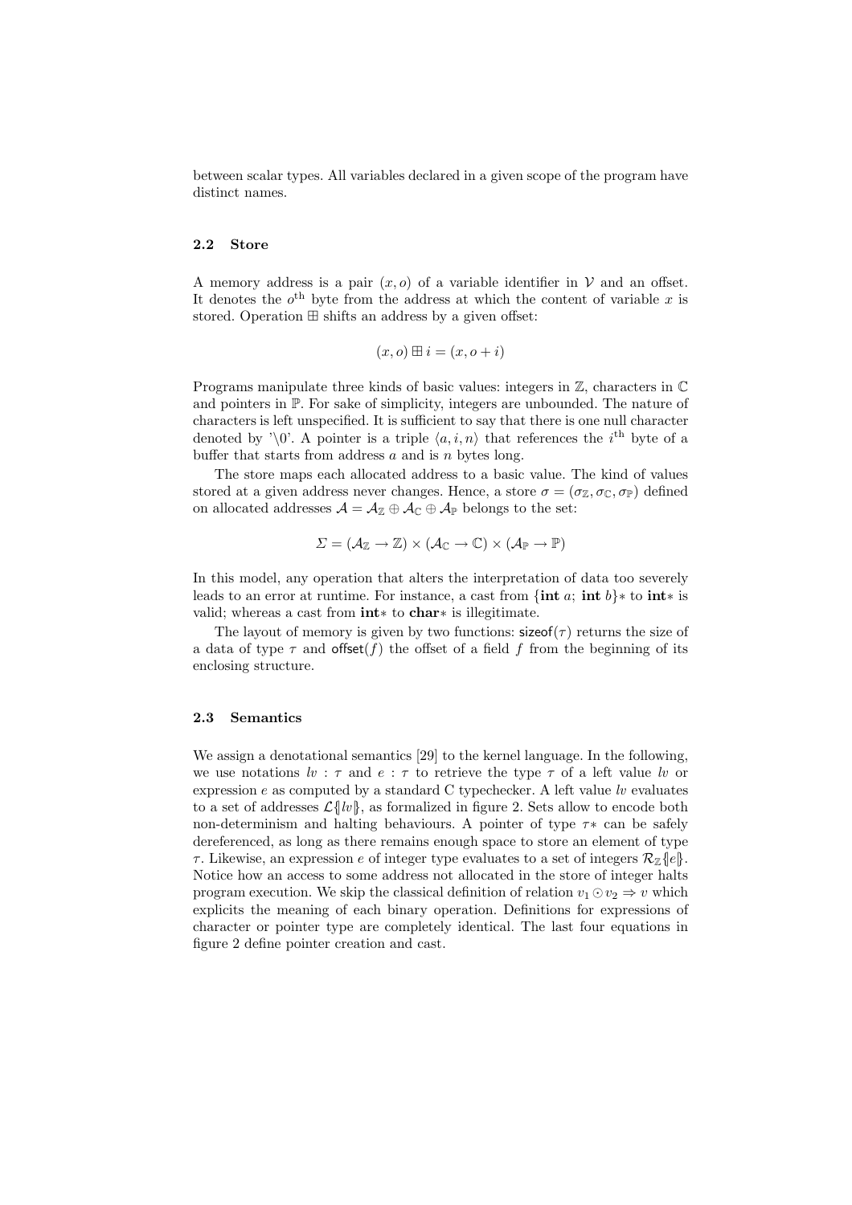between scalar types. All variables declared in a given scope of the program have distinct names.

### 2.2 Store

A memory address is a pair $(x, o)$ of a variable identifier in $\mathcal{V}$ and an offset. It denotes the $o^{\text{th}}$ byte from the address at which the content of variable $x$ is stored. Operation $\boxplus$ shifts an address by a given offset:

$$(x, o) \boxplus i = (x, o + i)$$

Programs manipulate three kinds of basic values: integers in $\mathbb{Z}$, characters in $\mathbb{C}$ and pointers in $\mathbb{P}$. For sake of simplicity, integers are unbounded. The nature of characters is left unspecified. It is sufficient to say that there is one null character denoted by '\0'. A pointer is a triple $\langle a, i, n \rangle$ that references the $i^{\text{th}}$ byte of a buffer that starts from address $a$ and is $n$ bytes long.

The store maps each allocated address to a basic value. The kind of values stored at a given address never changes. Hence, a store $\sigma = (\sigma_{\mathbb{Z}}, \sigma_{\mathbb{C}}, \sigma_{\mathbb{P}})$ defined on allocated addresses $\mathcal{A} = \mathcal{A}_{\mathbb{Z}} \oplus \mathcal{A}_{\mathbb{C}} \oplus \mathcal{A}_{\mathbb{P}}$ belongs to the set:

$$\Sigma = (\mathcal{A}_{\mathbb{Z}} \rightarrow \mathbb{Z}) \times (\mathcal{A}_{\mathbb{C}} \rightarrow \mathbb{C}) \times (\mathcal{A}_{\mathbb{P}} \rightarrow \mathbb{P})$$

In this model, any operation that alters the interpretation of data too severely leads to an error at runtime. For instance, a cast from $\{\textbf{int } a;\ \textbf{int } b\}*$ to $\textbf{int}*$ is valid; whereas a cast from $\textbf{int}*$ to $\textbf{char}*$ is illegitimate.

The layout of memory is given by two functions: $\mathsf{sizeof}(\tau)$ returns the size of a data of type $\tau$ and $\mathsf{offset}(f)$ the offset of a field $f$ from the beginning of its enclosing structure.

### 2.3 Semantics

We assign a denotational semantics [29] to the kernel language. In the following, we use notations $lv : \tau$ and $e : \tau$ to retrieve the type $\tau$ of a left value $lv$ or expression $e$ as computed by a standard C typechecker. A left value $lv$ evaluates to a set of addresses $\mathcal{L}\{\!|lv|\!\}$, as formalized in figure 2. Sets allow to encode both non-determinism and halting behaviours. A pointer of type $\tau*$ can be safely dereferenced, as long as there remains enough space to store an element of type $\tau$. Likewise, an expression $e$ of integer type evaluates to a set of integers $\mathcal{R}_{\mathbb{Z}}\{\!|e|\!\}$. Notice how an access to some address not allocated in the store of integer halts program execution. We skip the classical definition of relation $v_1 \odot v_2 \Rightarrow v$ which explicits the meaning of each binary operation. Definitions for expressions of character or pointer type are completely identical. The last four equations in figure 2 define pointer creation and cast.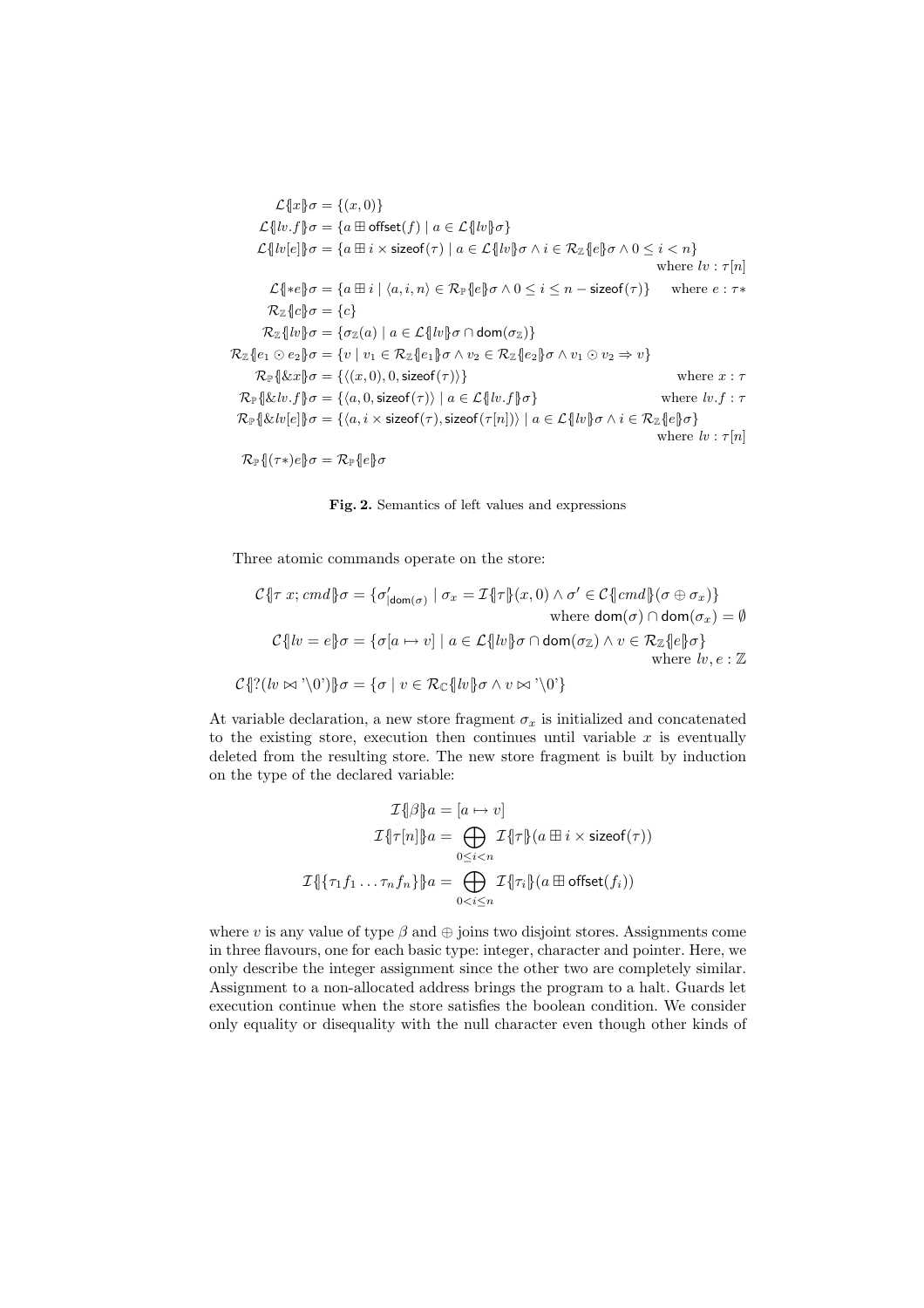$$
\begin{aligned}
\mathcal{L}\{\!|x|\!\}\sigma &= \{(x,0)\} \\
\mathcal{L}\{\!|lv.f|\!\}\sigma &= \{a \boxplus \mathsf{offset}(f) \mid a \in \mathcal{L}\{\!|lv|\!\}\sigma\} \\
\mathcal{L}\{\!|lv[e]|\!\}\sigma &= \{a \boxplus i \times \mathsf{sizeof}(\tau) \mid a \in \mathcal{L}\{\!|lv|\!\}\sigma \wedge i \in \mathcal{R}_{\mathbb{Z}}\{\!|e|\!\}\sigma \wedge 0 \le i < n\} \\
&\qquad\qquad\qquad\qquad\qquad\qquad\qquad\qquad\qquad\qquad \text{where } lv : \tau[n] \\
\mathcal{L}\{\!|{*e}|\!\}\sigma &= \{a \boxplus i \mid \langle a, i, n\rangle \in \mathcal{R}_{\mathbb{P}}\{\!|e|\!\}\sigma \wedge 0 \le i \le n - \mathsf{sizeof}(\tau)\} \quad \text{where } e : \tau* \\
\mathcal{R}_{\mathbb{Z}}\{\!|c|\!\}\sigma &= \{c\} \\
\mathcal{R}_{\mathbb{Z}}\{\!|lv|\!\}\sigma &= \{\sigma_{\mathbb{Z}}(a) \mid a \in \mathcal{L}\{\!|lv|\!\}\sigma \cap \mathsf{dom}(\sigma_{\mathbb{Z}})\} \\
\mathcal{R}_{\mathbb{Z}}\{\!|e_1 \odot e_2|\!\}\sigma &= \{v \mid v_1 \in \mathcal{R}_{\mathbb{Z}}\{\!|e_1|\!\}\sigma \wedge v_2 \in \mathcal{R}_{\mathbb{Z}}\{\!|e_2|\!\}\sigma \wedge v_1 \odot v_2 \Rightarrow v\} \\
\mathcal{R}_{\mathbb{P}}\{\!|\&x|\!\}\sigma &= \{\langle (x,0), 0, \mathsf{sizeof}(\tau)\rangle\} \qquad\qquad\qquad\qquad\qquad\qquad \text{where } x : \tau \\
\mathcal{R}_{\mathbb{P}}\{\!|\&lv.f|\!\}\sigma &= \{\langle a, 0, \mathsf{sizeof}(\tau)\rangle \mid a \in \mathcal{L}\{\!|lv.f|\!\}\sigma\} \qquad\qquad\qquad \text{where } lv.f : \tau \\
\mathcal{R}_{\mathbb{P}}\{\!|\&lv[e]|\!\}\sigma &= \{\langle a, i \times \mathsf{sizeof}(\tau), \mathsf{sizeof}(\tau[n])\rangle \mid a \in \mathcal{L}\{\!|lv|\!\}\sigma \wedge i \in \mathcal{R}_{\mathbb{Z}}\{\!|e|\!\}\sigma\} \\
&\qquad\qquad\qquad\qquad\qquad\qquad\qquad\qquad\qquad\qquad \text{where } lv : \tau[n] \\
\mathcal{R}_{\mathbb{P}}\{\!|(\tau*)e|\!\}\sigma &= \mathcal{R}_{\mathbb{P}}\{\!|e|\!\}\sigma
\end{aligned}
$$

**Fig. 2.** Semantics of left values and expressions

Three atomic commands operate on the store:

$$
\begin{aligned}
\mathcal{C}\{\!|\tau\ x; cmd|\!\}\sigma &= \{\sigma'_{|\mathsf{dom}(\sigma)} \mid \sigma_x = \mathcal{I}\{\!|\tau|\!\}(x,0) \wedge \sigma' \in \mathcal{C}\{\!|cmd|\!\}(\sigma \oplus \sigma_x)\} \\
&\qquad\qquad\qquad\qquad\qquad\qquad \text{where } \mathsf{dom}(\sigma) \cap \mathsf{dom}(\sigma_x) = \emptyset \\
\mathcal{C}\{\!|lv = e|\!\}\sigma &= \{\sigma[a \mapsto v] \mid a \in \mathcal{L}\{\!|lv|\!\}\sigma \cap \mathsf{dom}(\sigma_{\mathbb{Z}}) \wedge v \in \mathcal{R}_{\mathbb{Z}}\{\!|e|\!\}\sigma\} \\
&\qquad\qquad\qquad\qquad\qquad\qquad\qquad\qquad\qquad \text{where } lv, e : \mathbb{Z} \\
\mathcal{C}\{\!|?(lv \bowtie \text{'\textbackslash 0'})|\!\}\sigma &= \{\sigma \mid v \in \mathcal{R}_{\mathbb{C}}\{\!|lv|\!\}\sigma \wedge v \bowtie \text{'\textbackslash 0'}\}
\end{aligned}
$$

At variable declaration, a new store fragment $\sigma_x$ is initialized and concatenated to the existing store, execution then continues until variable $x$ is eventually deleted from the resulting store. The new store fragment is built by induction on the type of the declared variable:

$$
\begin{aligned}
\mathcal{I}\{\!|\beta|\!\}a &= [a \mapsto v] \\
\mathcal{I}\{\!|\tau[n]|\!\}a &= \bigoplus_{0 \le i < n} \mathcal{I}\{\!|\tau|\!\}(a \boxplus i \times \mathsf{sizeof}(\tau)) \\
\mathcal{I}\{\!|\{\tau_1 f_1 \ldots \tau_n f_n\}|\!\}a &= \bigoplus_{0 < i \le n} \mathcal{I}\{\!|\tau_i|\!\}(a \boxplus \mathsf{offset}(f_i))
\end{aligned}
$$

where $v$ is any value of type $\beta$ and $\oplus$ joins two disjoint stores. Assignments come in three flavours, one for each basic type: integer, character and pointer. Here, we only describe the integer assignment since the other two are completely similar. Assignment to a non-allocated address brings the program to a halt. Guards let execution continue when the store satisfies the boolean condition. We consider only equality or disequality with the null character even though other kinds of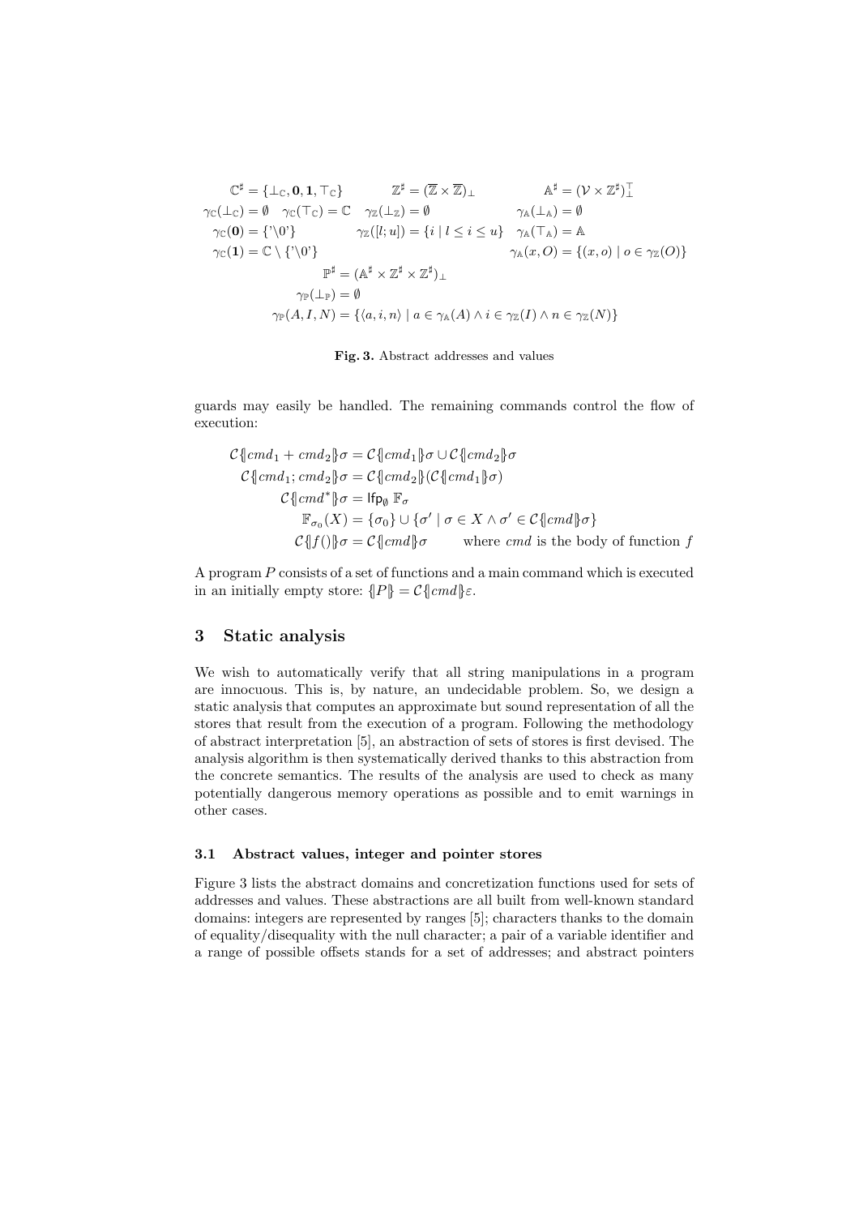$$
\begin{array}{lll}
\mathbb{C}^\sharp = \{\bot_\mathbb{C}, \mathbf{0}, \mathbf{1}, \top_\mathbb{C}\} & \mathbb{Z}^\sharp = (\overline{\mathbb{Z}} \times \overline{\mathbb{Z}})_\bot & \mathbb{A}^\sharp = (\mathcal{V} \times \mathbb{Z}^\sharp)_\bot^\top \\
\gamma_\mathbb{C}(\bot_\mathbb{C}) = \emptyset \quad \gamma_\mathbb{C}(\top_\mathbb{C}) = \mathbb{C} & \gamma_\mathbb{Z}(\bot_\mathbb{Z}) = \emptyset & \gamma_\mathbb{A}(\bot_\mathbb{A}) = \emptyset \\
\gamma_\mathbb{C}(\mathbf{0}) = \{\text{'\textbackslash 0'}\} & \gamma_\mathbb{Z}([l;u]) = \{i \mid l \leq i \leq u\} & \gamma_\mathbb{A}(\top_\mathbb{A}) = \mathbb{A} \\
\gamma_\mathbb{C}(\mathbf{1}) = \mathbb{C} \setminus \{\text{'\textbackslash 0'}\} & & \gamma_\mathbb{A}(x, O) = \{(x, o) \mid o \in \gamma_\mathbb{Z}(O)\}
\end{array}
$$

$$
\mathbb{P}^\sharp = (\mathbb{A}^\sharp \times \mathbb{Z}^\sharp \times \mathbb{Z}^\sharp)_\bot
$$

$$
\gamma_\mathbb{P}(\bot_\mathbb{P}) = \emptyset
$$

$$
\gamma_\mathbb{P}(A, I, N) = \{\langle a, i, n\rangle \mid a \in \gamma_\mathbb{A}(A) \wedge i \in \gamma_\mathbb{Z}(I) \wedge n \in \gamma_\mathbb{Z}(N)\}
$$

**Fig. 3.** Abstract addresses and values

guards may easily be handled. The remaining commands control the flow of execution:

$$
\begin{aligned}
\mathcal{C}\{\!|cmd_1 + cmd_2|\!\}\sigma &= \mathcal{C}\{\!|cmd_1|\!\}\sigma \cup \mathcal{C}\{\!|cmd_2|\!\}\sigma \\
\mathcal{C}\{\!|cmd_1; cmd_2|\!\}\sigma &= \mathcal{C}\{\!|cmd_2|\!\}(\mathcal{C}\{\!|cmd_1|\!\}\sigma) \\
\mathcal{C}\{\!|cmd^*|\!\}\sigma &= \mathsf{lfp}_\emptyset\ \mathbb{F}_\sigma \\
\mathbb{F}_{\sigma_0}(X) &= \{\sigma_0\} \cup \{\sigma' \mid \sigma \in X \wedge \sigma' \in \mathcal{C}\{\!|cmd|\!\}\sigma\} \\
\mathcal{C}\{\!|f()|\!\}\sigma &= \mathcal{C}\{\!|cmd|\!\}\sigma \qquad \text{where } cmd \text{ is the body of function } f
\end{aligned}
$$

A program $P$ consists of a set of functions and a main command which is executed in an initially empty store: $\{\!|P|\!\} = \mathcal{C}\{\!|cmd|\!\}\varepsilon$.

## 3 Static analysis

We wish to automatically verify that all string manipulations in a program are innocuous. This is, by nature, an undecidable problem. So, we design a static analysis that computes an approximate but sound representation of all the stores that result from the execution of a program. Following the methodology of abstract interpretation [5], an abstraction of sets of stores is first devised. The analysis algorithm is then systematically derived thanks to this abstraction from the concrete semantics. The results of the analysis are used to check as many potentially dangerous memory operations as possible and to emit warnings in other cases.

### 3.1 Abstract values, integer and pointer stores

Figure 3 lists the abstract domains and concretization functions used for sets of addresses and values. These abstractions are all built from well-known standard domains: integers are represented by ranges [5]; characters thanks to the domain of equality/disequality with the null character; a pair of a variable identifier and a range of possible offsets stands for a set of addresses; and abstract pointers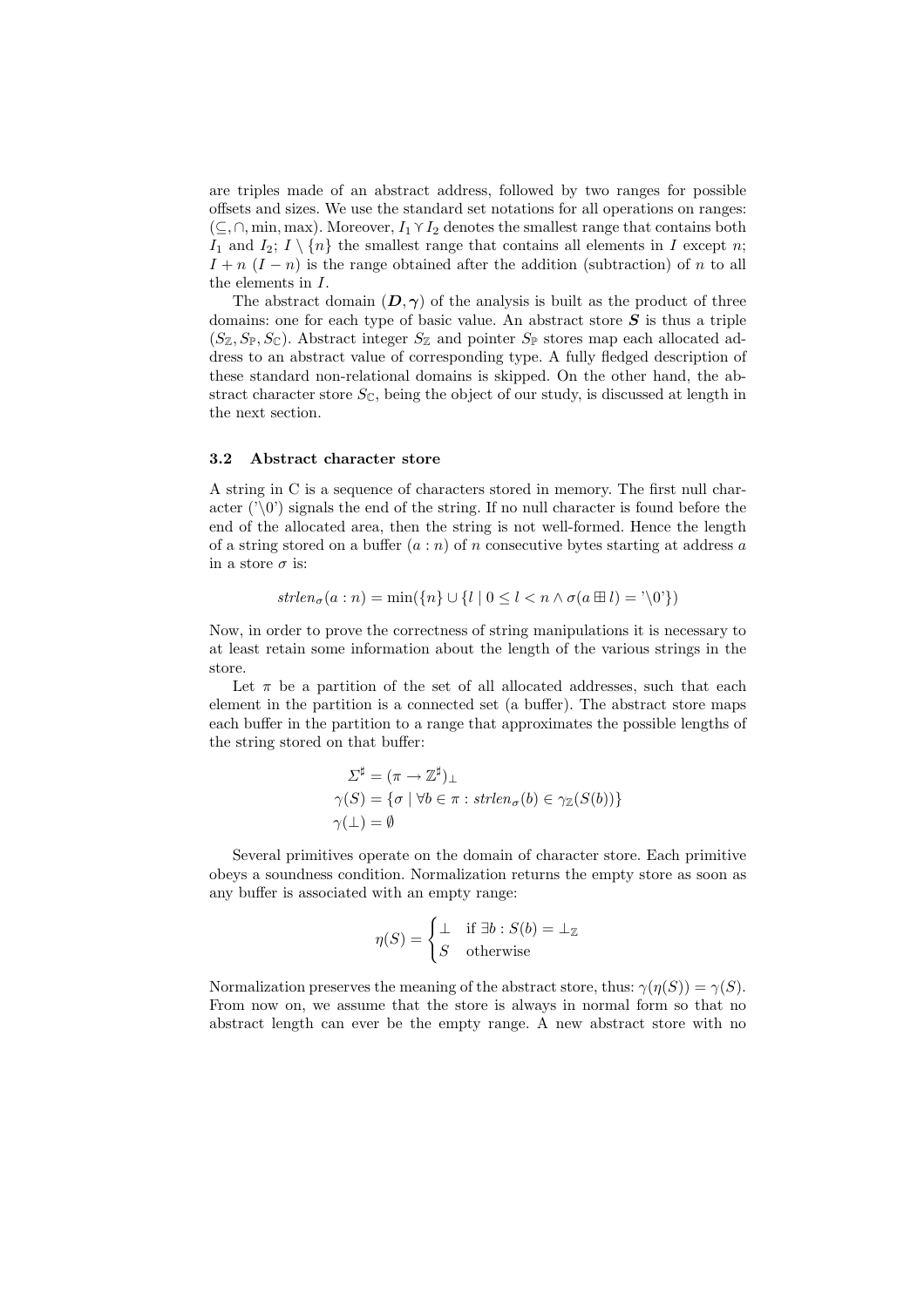are triples made of an abstract address, followed by two ranges for possible offsets and sizes. We use the standard set notations for all operations on ranges: ($\subseteq, \cap, \min, \max$). Moreover, $I_1 \curlyvee I_2$ denotes the smallest range that contains both $I_1$ and $I_2$; $I \setminus \{n\}$ the smallest range that contains all elements in $I$ except $n$; $I + n$ ($I - n$) is the range obtained after the addition (subtraction) of $n$ to all the elements in $I$.

The abstract domain $(\boldsymbol{D}, \boldsymbol{\gamma})$ of the analysis is built as the product of three domains: one for each type of basic value. An abstract store $\boldsymbol{S}$ is thus a triple $(S_{\mathbb{Z}}, S_{\mathbb{P}}, S_{\mathbb{C}})$. Abstract integer $S_{\mathbb{Z}}$ and pointer $S_{\mathbb{P}}$ stores map each allocated address to an abstract value of corresponding type. A fully fledged description of these standard non-relational domains is skipped. On the other hand, the abstract character store $S_{\mathbb{C}}$, being the object of our study, is discussed at length in the next section.

### 3.2 Abstract character store

A string in C is a sequence of characters stored in memory. The first null character ('\0') signals the end of the string. If no null character is found before the end of the allocated area, then the string is not well-formed. Hence the length of a string stored on a buffer $(a : n)$ of $n$ consecutive bytes starting at address $a$ in a store $\sigma$ is:

$$\mathit{strlen}_\sigma(a : n) = \min(\{n\} \cup \{l \mid 0 \leq l < n \wedge \sigma(a \boxplus l) = \text{'\textbackslash 0'}\})$$

Now, in order to prove the correctness of string manipulations it is necessary to at least retain some information about the length of the various strings in the store.

Let $\pi$ be a partition of the set of all allocated addresses, such that each element in the partition is a connected set (a buffer). The abstract store maps each buffer in the partition to a range that approximates the possible lengths of the string stored on that buffer:

$$\begin{aligned}
\Sigma^\sharp &= (\pi \to \mathbb{Z}^\sharp)_\perp \\
\gamma(S) &= \{\sigma \mid \forall b \in \pi : \mathit{strlen}_\sigma(b) \in \gamma_{\mathbb{Z}}(S(b))\} \\
\gamma(\perp) &= \emptyset
\end{aligned}$$

Several primitives operate on the domain of character store. Each primitive obeys a soundness condition. Normalization returns the empty store as soon as any buffer is associated with an empty range:

$$\eta(S) = \begin{cases} \perp & \text{if } \exists b : S(b) = \perp_{\mathbb{Z}} \\ S & \text{otherwise} \end{cases}$$

Normalization preserves the meaning of the abstract store, thus: $\gamma(\eta(S)) = \gamma(S)$. From now on, we assume that the store is always in normal form so that no abstract length can ever be the empty range. A new abstract store with no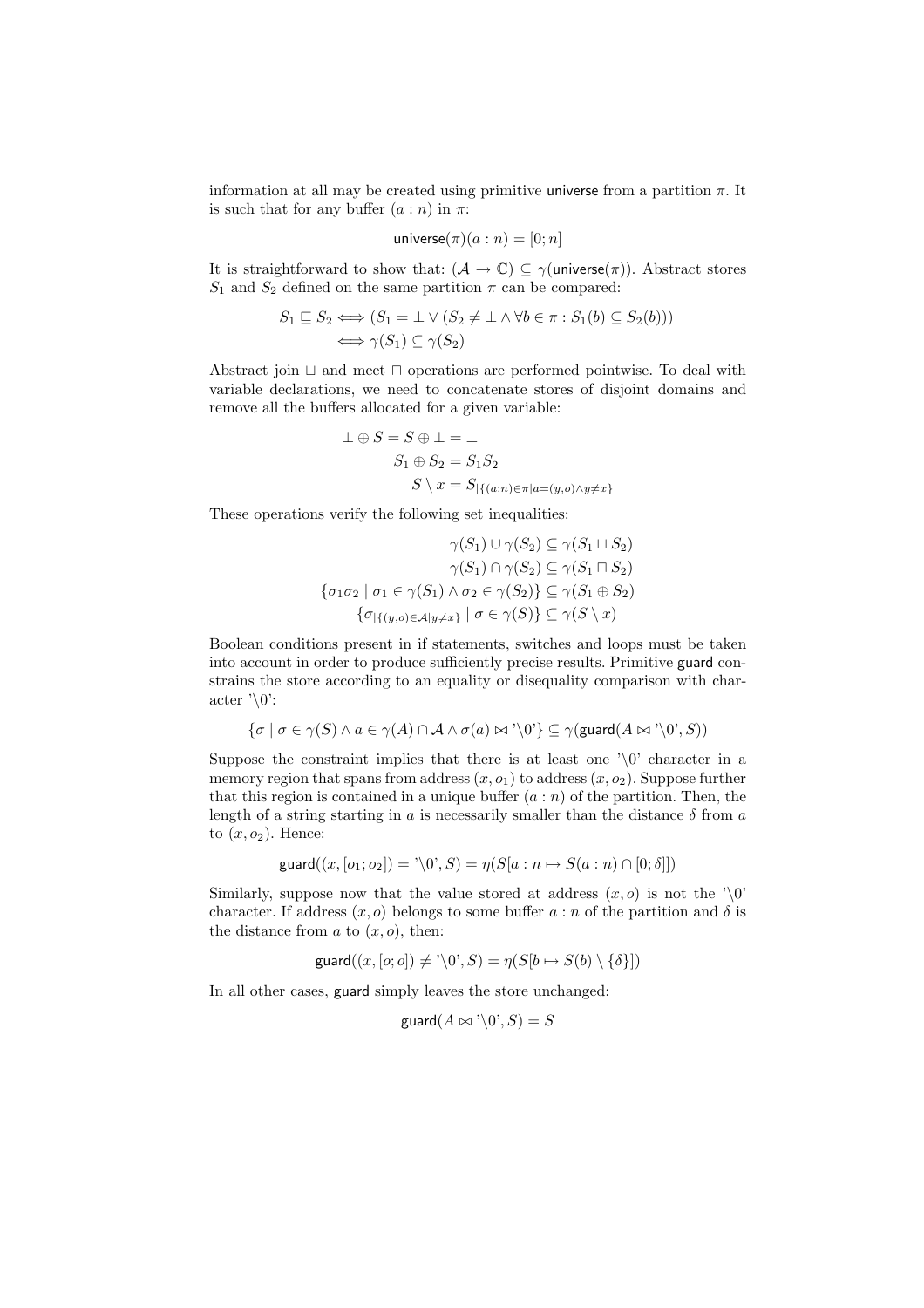information at all may be created using primitive universe from a partition $\pi$. It is such that for any buffer $(a : n)$ in $\pi$:

$$\mathsf{universe}(\pi)(a : n) = [0; n]$$

It is straightforward to show that: $(\mathcal{A} \to \mathbb{C}) \subseteq \gamma(\mathsf{universe}(\pi))$. Abstract stores $S_1$ and $S_2$ defined on the same partition $\pi$ can be compared:

$$\begin{aligned} S_1 \sqsubseteq S_2 &\iff (S_1 = \bot \vee (S_2 \neq \bot \wedge \forall b \in \pi : S_1(b) \subseteq S_2(b))) \\ &\iff \gamma(S_1) \subseteq \gamma(S_2) \end{aligned}$$

Abstract join $\sqcup$ and meet $\sqcap$ operations are performed pointwise. To deal with variable declarations, we need to concatenate stores of disjoint domains and remove all the buffers allocated for a given variable:

$$\begin{aligned} \bot \oplus S = S \oplus \bot &= \bot \\ S_1 \oplus S_2 &= S_1 S_2 \\ S \setminus x &= S_{|\{(a:n) \in \pi | a = (y,o) \wedge y \neq x\}} \end{aligned}$$

These operations verify the following set inequalities:

$$\begin{aligned} \gamma(S_1) \cup \gamma(S_2) &\subseteq \gamma(S_1 \sqcup S_2) \\ \gamma(S_1) \cap \gamma(S_2) &\subseteq \gamma(S_1 \sqcap S_2) \\ \{\sigma_1 \sigma_2 \mid \sigma_1 \in \gamma(S_1) \wedge \sigma_2 \in \gamma(S_2)\} &\subseteq \gamma(S_1 \oplus S_2) \\ \{\sigma_{|\{(y,o) \in \mathcal{A} | y \neq x\}} \mid \sigma \in \gamma(S)\} &\subseteq \gamma(S \setminus x) \end{aligned}$$

Boolean conditions present in if statements, switches and loops must be taken into account in order to produce sufficiently precise results. Primitive guard constrains the store according to an equality or disequality comparison with character '\0':

$$\{\sigma \mid \sigma \in \gamma(S) \wedge a \in \gamma(A) \cap \mathcal{A} \wedge \sigma(a) \bowtie \text{'\textbackslash 0'}\} \subseteq \gamma(\mathsf{guard}(A \bowtie \text{'\textbackslash 0'}, S))$$

Suppose the constraint implies that there is at least one '\0' character in a memory region that spans from address $(x, o_1)$ to address $(x, o_2)$. Suppose further that this region is contained in a unique buffer $(a : n)$ of the partition. Then, the length of a string starting in $a$ is necessarily smaller than the distance $\delta$ from $a$ to $(x, o_2)$. Hence:

$$\mathsf{guard}((x, [o_1; o_2]) = \text{'\textbackslash 0'}, S) = \eta(S[a : n \mapsto S(a : n) \cap [0; \delta]])$$

Similarly, suppose now that the value stored at address $(x, o)$ is not the '\0' character. If address $(x, o)$ belongs to some buffer $a : n$ of the partition and $\delta$ is the distance from $a$ to $(x, o)$, then:

$$\mathsf{guard}((x, [o; o]) \neq \text{'\textbackslash 0'}, S) = \eta(S[b \mapsto S(b) \setminus \{\delta\}])$$

In all other cases, guard simply leaves the store unchanged:

$$\mathsf{guard}(A \bowtie \text{'\textbackslash 0'}, S) = S$$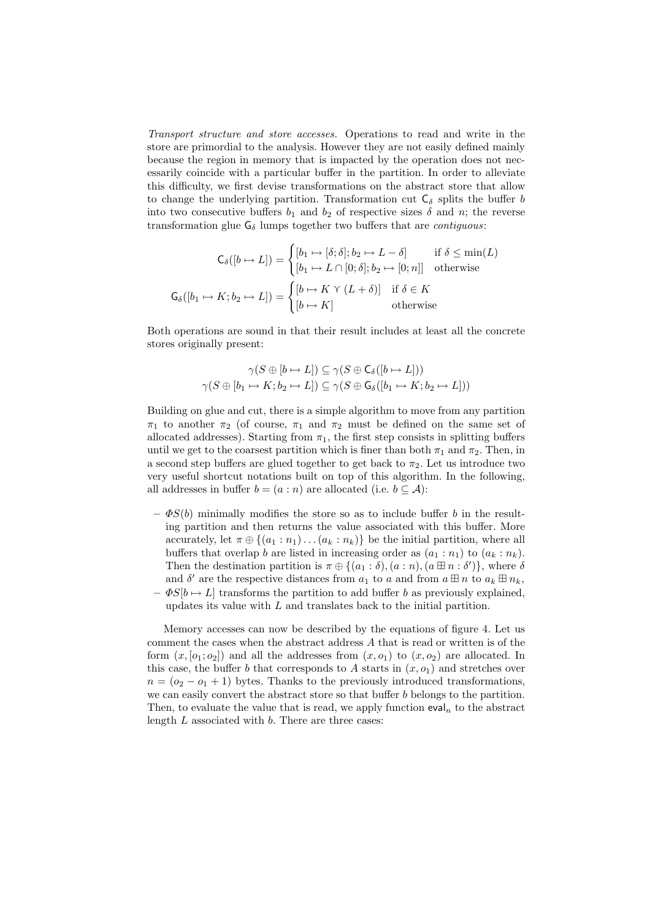*Transport structure and store accesses.* Operations to read and write in the store are primordial to the analysis. However they are not easily defined mainly because the region in memory that is impacted by the operation does not necessarily coincide with a particular buffer in the partition. In order to alleviate this difficulty, we first devise transformations on the abstract store that allow to change the underlying partition. Transformation cut $\mathsf{C}_\delta$ splits the buffer $b$ into two consecutive buffers $b_1$ and $b_2$ of respective sizes $\delta$ and $n$; the reverse transformation glue $\mathsf{G}_\delta$ lumps together two buffers that are *contiguous*:

$$\mathsf{C}_\delta([b \mapsto L]) = \begin{cases} [b_1 \mapsto [\delta;\delta]; b_2 \mapsto L - \delta] & \text{if } \delta \leq \min(L) \\ [b_1 \mapsto L \cap [0;\delta]; b_2 \mapsto [0;n]] & \text{otherwise} \end{cases}$$

$$\mathsf{G}_\delta([b_1 \mapsto K; b_2 \mapsto L]) = \begin{cases} [b \mapsto K \curlyvee (L + \delta)] & \text{if } \delta \in K \\ [b \mapsto K] & \text{otherwise} \end{cases}$$

Both operations are sound in that their result includes at least all the concrete stores originally present:

$$\gamma(S \oplus [b \mapsto L]) \subseteq \gamma(S \oplus \mathsf{C}_\delta([b \mapsto L]))$$
$$\gamma(S \oplus [b_1 \mapsto K; b_2 \mapsto L]) \subseteq \gamma(S \oplus \mathsf{G}_\delta([b_1 \mapsto K; b_2 \mapsto L]))$$

Building on glue and cut, there is a simple algorithm to move from any partition $\pi_1$ to another $\pi_2$ (of course, $\pi_1$ and $\pi_2$ must be defined on the same set of allocated addresses). Starting from $\pi_1$, the first step consists in splitting buffers until we get to the coarsest partition which is finer than both $\pi_1$ and $\pi_2$. Then, in a second step buffers are glued together to get back to $\pi_2$. Let us introduce two very useful shortcut notations built on top of this algorithm. In the following, all addresses in buffer $b = (a : n)$ are allocated (i.e. $b \subseteq \mathcal{A}$):

- $\Phi S(b)$ minimally modifies the store so as to include buffer $b$ in the resulting partition and then returns the value associated with this buffer. More accurately, let $\pi \oplus \{(a_1 : n_1) \dots (a_k : n_k)\}$ be the initial partition, where all buffers that overlap $b$ are listed in increasing order as $(a_1 : n_1)$ to $(a_k : n_k)$. Then the destination partition is $\pi \oplus \{(a_1 : \delta), (a : n), (a \boxplus n : \delta')\}$, where $\delta$ and $\delta'$ are the respective distances from $a_1$ to $a$ and from $a \boxplus n$ to $a_k \boxplus n_k$,
- $\Phi S[b \mapsto L]$ transforms the partition to add buffer $b$ as previously explained, updates its value with $L$ and translates back to the initial partition.

Memory accesses can now be described by the equations of figure 4. Let us comment the cases when the abstract address $A$ that is read or written is of the form $(x, [o_1; o_2])$ and all the addresses from $(x, o_1)$ to $(x, o_2)$ are allocated. In this case, the buffer $b$ that corresponds to $A$ starts in $(x, o_1)$ and stretches over $n = (o_2 - o_1 + 1)$ bytes. Thanks to the previously introduced transformations, we can easily convert the abstract store so that buffer $b$ belongs to the partition. Then, to evaluate the value that is read, we apply function $\mathsf{eval}_n$ to the abstract length $L$ associated with $b$. There are three cases: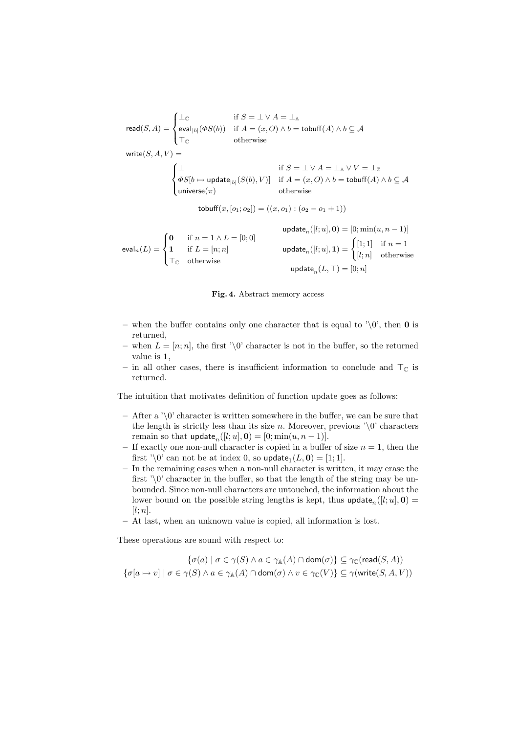$$\mathsf{read}(S, A) = \begin{cases} \bot_{\mathbb{C}} & \text{if } S = \bot \lor A = \bot_{\mathbb{A}} \\ \mathsf{eval}_{|b|}(\Phi S(b)) & \text{if } A = (x, O) \land b = \mathsf{tobuff}(A) \land b \subseteq \mathcal{A} \\ \top_{\mathbb{C}} & \text{otherwise} \end{cases}$$

$$\mathsf{write}(S, A, V) =$$

$$\begin{cases} \bot & \text{if } S = \bot \lor A = \bot_{\mathbb{A}} \lor V = \bot_{\mathbb{Z}} \\ \Phi S[b \mapsto \mathsf{update}_{|b|}(S(b), V)] & \text{if } A = (x, O) \land b = \mathsf{tobuff}(A) \land b \subseteq \mathcal{A} \\ \mathsf{universe}(\pi) & \text{otherwise} \end{cases}$$

$$\mathsf{tobuff}(x, [o_1; o_2]) = ((x, o_1) : (o_2 - o_1 + 1))$$

$$\mathsf{eval}_n(L) = \begin{cases} \mathbf{0} & \text{if } n = 1 \land L = [0; 0] \\ \mathbf{1} & \text{if } L = [n; n] \\ \top_{\mathbb{C}} & \text{otherwise} \end{cases}$$

$$\mathsf{update}_n([l; u], \mathbf{0}) = [0; \min(u, n-1)]$$

$$\mathsf{update}_n([l; u], \mathbf{1}) = \begin{cases} [1; 1] & \text{if } n = 1 \\ [l; n] & \text{otherwise} \end{cases}$$

$$\mathsf{update}_n(L, \top) = [0; n]$$

**Fig. 4.** Abstract memory access

- when the buffer contains only one character that is equal to '\0', then $\mathbf{0}$ is returned,
- when $L = [n; n]$, the first '\0' character is not in the buffer, so the returned value is $\mathbf{1}$,
- in all other cases, there is insufficient information to conclude and $\top_{\mathbb{C}}$ is returned.

The intuition that motivates definition of function update goes as follows:

- After a '\0' character is written somewhere in the buffer, we can be sure that the length is strictly less than its size $n$. Moreover, previous '\0' characters remain so that $\mathsf{update}_n([l; u], \mathbf{0}) = [0; \min(u, n-1)]$.
- If exactly one non-null character is copied in a buffer of size $n = 1$, then the first '\0' can not be at index 0, so $\mathsf{update}_1(L, \mathbf{0}) = [1; 1]$.
- In the remaining cases when a non-null character is written, it may erase the first '\0' character in the buffer, so that the length of the string may be unbounded. Since non-null characters are untouched, the information about the lower bound on the possible string lengths is kept, thus $\mathsf{update}_n([l; u], \mathbf{0}) = [l; n]$.
- At last, when an unknown value is copied, all information is lost.

These operations are sound with respect to:

$$\{\sigma(a) \mid \sigma \in \gamma(S) \land a \in \gamma_{\mathbb{A}}(A) \cap \mathsf{dom}(\sigma)\} \subseteq \gamma_{\mathbb{C}}(\mathsf{read}(S, A))$$

$$\{\sigma[a \mapsto v] \mid \sigma \in \gamma(S) \land a \in \gamma_{\mathbb{A}}(A) \cap \mathsf{dom}(\sigma) \land v \in \gamma_{\mathbb{C}}(V)\} \subseteq \gamma(\mathsf{write}(S, A, V))$$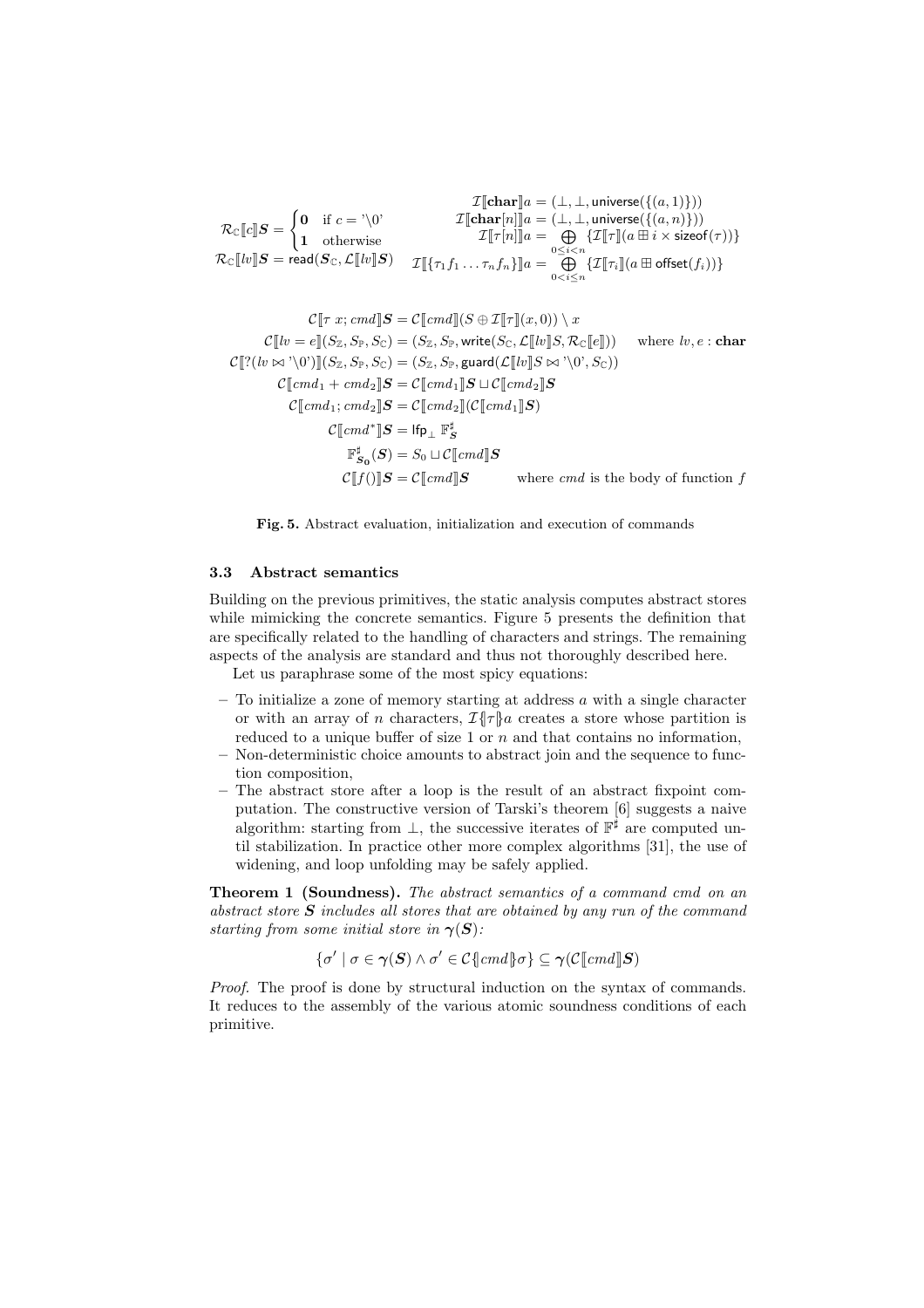$$\mathcal{R}_{\mathbb{C}}[\![c]\!]\boldsymbol{S} = \begin{cases} \mathbf{0} & \text{if } c = \text{'\textbackslash 0'} \\ \mathbf{1} & \text{otherwise} \end{cases}$$

$$\mathcal{R}_{\mathbb{C}}[\![lv]\!]\boldsymbol{S} = \mathsf{read}(\boldsymbol{S}_{\mathbb{C}}, \mathcal{L}[\![lv]\!]\boldsymbol{S})$$

$$\begin{aligned}
\mathcal{I}[\![\mathbf{char}]\!]a &= (\bot, \bot, \mathsf{universe}(\{(a, 1)\})) \\
\mathcal{I}[\![\mathbf{char}[n]]\!]a &= (\bot, \bot, \mathsf{universe}(\{(a, n)\})) \\
\mathcal{I}[\![\tau[n]]\!]a &= \bigoplus_{0 \leq i < n} \{\mathcal{I}[\![\tau]\!](a \boxplus i \times \mathsf{sizeof}(\tau))\} \\
\mathcal{I}[\![\{\tau_1 f_1 \dots \tau_n f_n\}]\!]a &= \bigoplus_{0 < i \leq n} \{\mathcal{I}[\![\tau_i]\!](a \boxplus \mathsf{offset}(f_i))\}
\end{aligned}$$

$$\begin{aligned}
\mathcal{C}[\![\tau\ x; cmd]\!]\boldsymbol{S} &= \mathcal{C}[\![cmd]\!](S \oplus \mathcal{I}[\![\tau]\!](x, 0)) \setminus x \\
\mathcal{C}[\![lv = e]\!](S_{\mathbb{Z}}, S_{\mathbb{P}}, S_{\mathbb{C}}) &= (S_{\mathbb{Z}}, S_{\mathbb{P}}, \mathsf{write}(S_{\mathbb{C}}, \mathcal{L}[\![lv]\!]S, \mathcal{R}_{\mathbb{C}}[\![e]\!])) \quad \text{where } lv, e : \mathbf{char} \\
\mathcal{C}[\![?(lv \bowtie \text{'\textbackslash 0'})]\!](S_{\mathbb{Z}}, S_{\mathbb{P}}, S_{\mathbb{C}}) &= (S_{\mathbb{Z}}, S_{\mathbb{P}}, \mathsf{guard}(\mathcal{L}[\![lv]\!]S \bowtie \text{'\textbackslash 0'}, S_{\mathbb{C}})) \\
\mathcal{C}[\![cmd_1 + cmd_2]\!]\boldsymbol{S} &= \mathcal{C}[\![cmd_1]\!]\boldsymbol{S} \sqcup \mathcal{C}[\![cmd_2]\!]\boldsymbol{S} \\
\mathcal{C}[\![cmd_1; cmd_2]\!]\boldsymbol{S} &= \mathcal{C}[\![cmd_2]\!](\mathcal{C}[\![cmd_1]\!]\boldsymbol{S}) \\
\mathcal{C}[\![cmd^*]\!]\boldsymbol{S} &= \mathsf{lfp}_{\bot}\ \mathbb{F}^{\sharp}_{\boldsymbol{S}} \\
\mathbb{F}^{\sharp}_{\boldsymbol{S_0}}(\boldsymbol{S}) &= S_0 \sqcup \mathcal{C}[\![cmd]\!]\boldsymbol{S} \\
\mathcal{C}[\![f()]\!]\boldsymbol{S} &= \mathcal{C}[\![cmd]\!]\boldsymbol{S} \qquad \text{where } cmd \text{ is the body of function } f
\end{aligned}$$

**Fig. 5.** Abstract evaluation, initialization and execution of commands

### 3.3 Abstract semantics

Building on the previous primitives, the static analysis computes abstract stores while mimicking the concrete semantics. Figure 5 presents the definition that are specifically related to the handling of characters and strings. The remaining aspects of the analysis are standard and thus not thoroughly described here.

Let us paraphrase some of the most spicy equations:

- To initialize a zone of memory starting at address $a$ with a single character or with an array of $n$ characters, $\mathcal{I}\{\!|\tau|\!\}a$ creates a store whose partition is reduced to a unique buffer of size 1 or $n$ and that contains no information,
- Non-deterministic choice amounts to abstract join and the sequence to function composition,
- The abstract store after a loop is the result of an abstract fixpoint computation. The constructive version of Tarski's theorem [6] suggests a naive algorithm: starting from $\bot$, the successive iterates of $\mathbb{F}^{\sharp}$ are computed until stabilization. In practice other more complex algorithms [31], the use of widening, and loop unfolding may be safely applied.

**Theorem 1 (Soundness).** *The abstract semantics of a command cmd on an abstract store $\boldsymbol{S}$ includes all stores that are obtained by any run of the command starting from some initial store in $\boldsymbol{\gamma}(\boldsymbol{S})$:*

$$\{\sigma' \mid \sigma \in \boldsymbol{\gamma}(\boldsymbol{S}) \wedge \sigma' \in \mathcal{C}\{\!|cmd|\!\}\sigma\} \subseteq \boldsymbol{\gamma}(\mathcal{C}[\![cmd]\!]\boldsymbol{S})$$

*Proof.* The proof is done by structural induction on the syntax of commands. It reduces to the assembly of the various atomic soundness conditions of each primitive.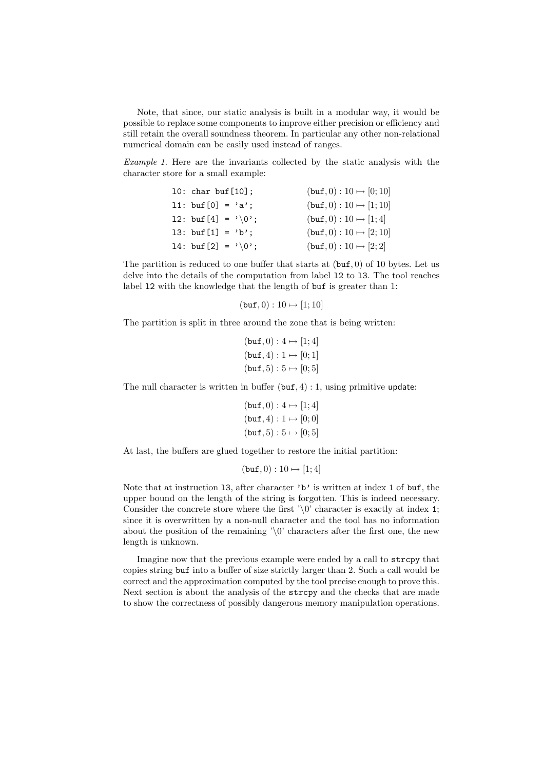Note, that since, our static analysis is built in a modular way, it would be possible to replace some components to improve either precision or efficiency and still retain the overall soundness theorem. In particular any other non-relational numerical domain can be easily used instead of ranges.

*Example 1.* Here are the invariants collected by the static analysis with the character store for a small example:

| | |
|---|---|
| `l0: char buf[10];` | $(\texttt{buf}, 0) : 10 \mapsto [0; 10]$ |
| `l1: buf[0] = 'a';` | $(\texttt{buf}, 0) : 10 \mapsto [1; 10]$ |
| `l2: buf[4] = '\0';` | $(\texttt{buf}, 0) : 10 \mapsto [1; 4]$ |
| `l3: buf[1] = 'b';` | $(\texttt{buf}, 0) : 10 \mapsto [2; 10]$ |
| `l4: buf[2] = '\0';` | $(\texttt{buf}, 0) : 10 \mapsto [2; 2]$ |

The partition is reduced to one buffer that starts at $(\texttt{buf}, 0)$ of 10 bytes. Let us delve into the details of the computation from label `l2` to `l3`. The tool reaches label `l2` with the knowledge that the length of `buf` is greater than 1:

$$(\texttt{buf}, 0) : 10 \mapsto [1; 10]$$

The partition is split in three around the zone that is being written:

$$(\texttt{buf}, 0) : 4 \mapsto [1; 4]$$
$$(\texttt{buf}, 4) : 1 \mapsto [0; 1]$$
$$(\texttt{buf}, 5) : 5 \mapsto [0; 5]$$

The null character is written in buffer $(\texttt{buf}, 4) : 1$, using primitive update:

$$(\texttt{buf}, 0) : 4 \mapsto [1; 4]$$
$$(\texttt{buf}, 4) : 1 \mapsto [0; 0]$$
$$(\texttt{buf}, 5) : 5 \mapsto [0; 5]$$

At last, the buffers are glued together to restore the initial partition:

$$(\texttt{buf}, 0) : 10 \mapsto [1; 4]$$

Note that at instruction `l3`, after character `'b'` is written at index `1` of `buf`, the upper bound on the length of the string is forgotten. This is indeed necessary. Consider the concrete store where the first '\0' character is exactly at index `1`; since it is overwritten by a non-null character and the tool has no information about the position of the remaining '\0' characters after the first one, the new length is unknown.

Imagine now that the previous example were ended by a call to `strcpy` that copies string `buf` into a buffer of size strictly larger than 2. Such a call would be correct and the approximation computed by the tool precise enough to prove this. Next section is about the analysis of the `strcpy` and the checks that are made to show the correctness of possibly dangerous memory manipulation operations.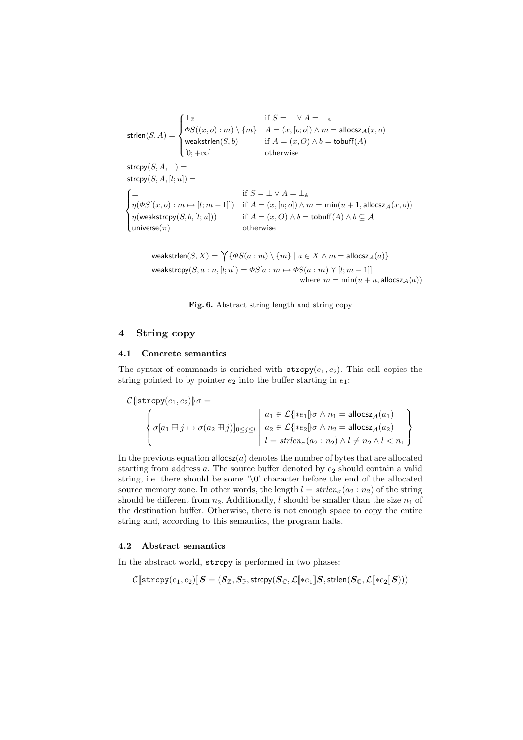$$
\mathsf{strlen}(S, A) = \begin{cases} \bot_{\mathbb{Z}} & \text{if } S = \bot \vee A = \bot_{\mathbb{A}} \\ \Phi S((x, o) : m) \setminus \{m\} & A = (x, [o; o]) \wedge m = \mathsf{allocsz}_{\mathcal{A}}(x, o) \\ \mathsf{weakstrlen}(S, b) & \text{if } A = (x, O) \wedge b = \mathsf{tobuff}(A) \\ [0; +\infty] & \text{otherwise} \end{cases}
$$

$$
\mathsf{strcpy}(S, A, \bot) = \bot
$$

$$
\mathsf{strcpy}(S, A, [l; u]) =
$$

$$
\begin{cases} \bot & \text{if } S = \bot \vee A = \bot_{\mathbb{A}} \\ \eta(\Phi S[(x, o) : m \mapsto [l; m-1]]) & \text{if } A = (x, [o; o]) \wedge m = \min(u+1, \mathsf{allocsz}_{\mathcal{A}}(x, o)) \\ \eta(\mathsf{weakstrcpy}(S, b, [l; u])) & \text{if } A = (x, O) \wedge b = \mathsf{tobuff}(A) \wedge b \subseteq \mathcal{A} \\ \mathsf{universe}(\pi) & \text{otherwise} \end{cases}
$$

$$
\mathsf{weakstrlen}(S, X) = \bigvee \{\Phi S(a : m) \setminus \{m\} \mid a \in X \wedge m = \mathsf{allocsz}_{\mathcal{A}}(a)\}
$$

$$
\mathsf{weakstrcpy}(S, a : n, [l; u]) = \Phi S[a : m \mapsto \Phi S(a : m) \curlyvee [l; m-1]] \quad \text{where } m = \min(u + n, \mathsf{allocsz}_{\mathcal{A}}(a))
$$

**Fig. 6.** Abstract string length and string copy

## 4 String copy

### 4.1 Concrete semantics

The syntax of commands is enriched with $\mathtt{strcpy}(e_1, e_2)$. This call copies the string pointed to by pointer $e_2$ into the buffer starting in $e_1$:

$$
\mathcal{C}\{\!|\mathtt{strcpy}(e_1, e_2)|\!\}\sigma = \left\{ \sigma[a_1 \boxplus j \mapsto \sigma(a_2 \boxplus j)]_{0 \le j \le l} \;\middle|\; \begin{array}{l} a_1 \in \mathcal{L}\{\!|*e_1|\!\}\sigma \wedge n_1 = \mathsf{allocsz}_{\mathcal{A}}(a_1) \\ a_2 \in \mathcal{L}\{\!|*e_2|\!\}\sigma \wedge n_2 = \mathsf{allocsz}_{\mathcal{A}}(a_2) \\ l = \mathit{strlen}_\sigma(a_2 : n_2) \wedge l \neq n_2 \wedge l < n_1 \end{array} \right\}
$$

In the previous equation $\mathsf{allocsz}(a)$ denotes the number of bytes that are allocated starting from address $a$. The source buffer denoted by $e_2$ should contain a valid string, i.e. there should be some '\0' character before the end of the allocated source memory zone. In other words, the length $l = \mathit{strlen}_\sigma(a_2 : n_2)$ of the string should be different from $n_2$. Additionally, $l$ should be smaller than the size $n_1$ of the destination buffer. Otherwise, there is not enough space to copy the entire string and, according to this semantics, the program halts.

### 4.2 Abstract semantics

In the abstract world, strcpy is performed in two phases:

$$
\mathcal{C}[\![\mathtt{strcpy}(e_1, e_2)]\!]\boldsymbol{S} = (\boldsymbol{S}_{\mathbb{Z}}, \boldsymbol{S}_{\mathbb{P}}, \mathsf{strcpy}(\boldsymbol{S}_{\mathbb{C}}, \mathcal{L}[\![*e_1]\!]\boldsymbol{S}, \mathsf{strlen}(\boldsymbol{S}_{\mathbb{C}}, \mathcal{L}[\![*e_2]\!]\boldsymbol{S})))
$$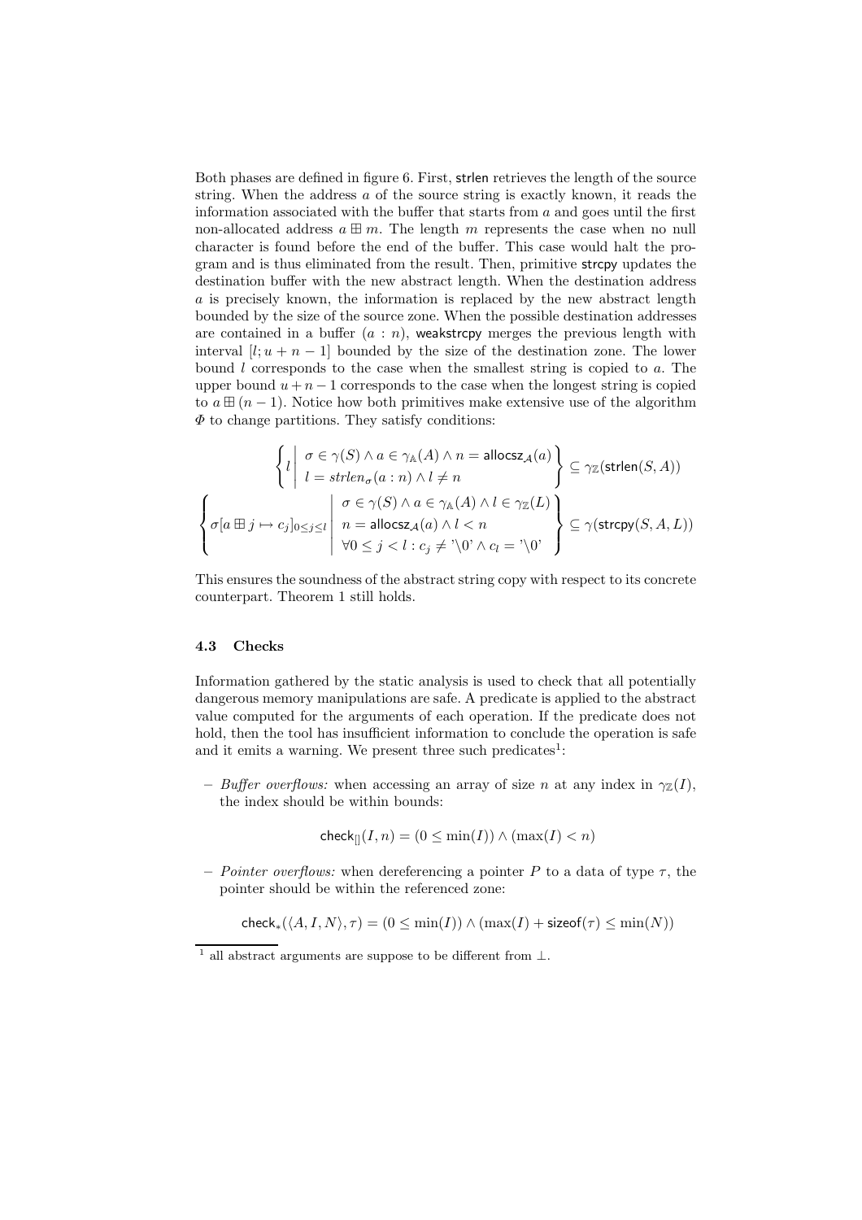Both phases are defined in figure 6. First, strlen retrieves the length of the source string. When the address $a$ of the source string is exactly known, it reads the information associated with the buffer that starts from $a$ and goes until the first non-allocated address $a \boxplus m$. The length $m$ represents the case when no null character is found before the end of the buffer. This case would halt the program and is thus eliminated from the result. Then, primitive strcpy updates the destination buffer with the new abstract length. When the destination address $a$ is precisely known, the information is replaced by the new abstract length bounded by the size of the source zone. When the possible destination addresses are contained in a buffer $(a : n)$, weakstrcpy merges the previous length with interval $[l; u + n - 1]$ bounded by the size of the destination zone. The lower bound $l$ corresponds to the case when the smallest string is copied to $a$. The upper bound $u + n - 1$ corresponds to the case when the longest string is copied to $a \boxplus (n - 1)$. Notice how both primitives make extensive use of the algorithm $\Phi$ to change partitions. They satisfy conditions:

$$\left\{ l \;\middle|\; \begin{array}{l} \sigma \in \gamma(S) \wedge a \in \gamma_{\mathbb{A}}(A) \wedge n = \mathsf{allocsz}_{\mathcal{A}}(a) \\ l = strlen_{\sigma}(a : n) \wedge l \neq n \end{array} \right\} \subseteq \gamma_{\mathbb{Z}}(\mathsf{strlen}(S, A))$$

$$\left\{ \sigma[a \boxplus j \mapsto c_j]_{0 \leq j \leq l} \;\middle|\; \begin{array}{l} \sigma \in \gamma(S) \wedge a \in \gamma_{\mathbb{A}}(A) \wedge l \in \gamma_{\mathbb{Z}}(L) \\ n = \mathsf{allocsz}_{\mathcal{A}}(a) \wedge l < n \\ \forall 0 \leq j < l : c_j \neq \text{'\textbackslash 0'} \wedge c_l = \text{'\textbackslash 0'} \end{array} \right\} \subseteq \gamma(\mathsf{strcpy}(S, A, L))$$

This ensures the soundness of the abstract string copy with respect to its concrete counterpart. Theorem 1 still holds.

### 4.3 Checks

Information gathered by the static analysis is used to check that all potentially dangerous memory manipulations are safe. A predicate is applied to the abstract value computed for the arguments of each operation. If the predicate does not hold, then the tool has insufficient information to conclude the operation is safe and it emits a warning. We present three such predicates[1]:

- *Buffer overflows:* when accessing an array of size $n$ at any index in $\gamma_{\mathbb{Z}}(I)$, the index should be within bounds:

$$\mathsf{check}_{[]}(I, n) = (0 \leq \min(I)) \wedge (\max(I) < n)$$

- *Pointer overflows:* when dereferencing a pointer $P$ to a data of type $\tau$, the pointer should be within the referenced zone:

$$\mathsf{check}_{*}(\langle A, I, N \rangle, \tau) = (0 \leq \min(I)) \wedge (\max(I) + \mathsf{sizeof}(\tau) \leq \min(N))$$

[1] all abstract arguments are suppose to be different from $\perp$.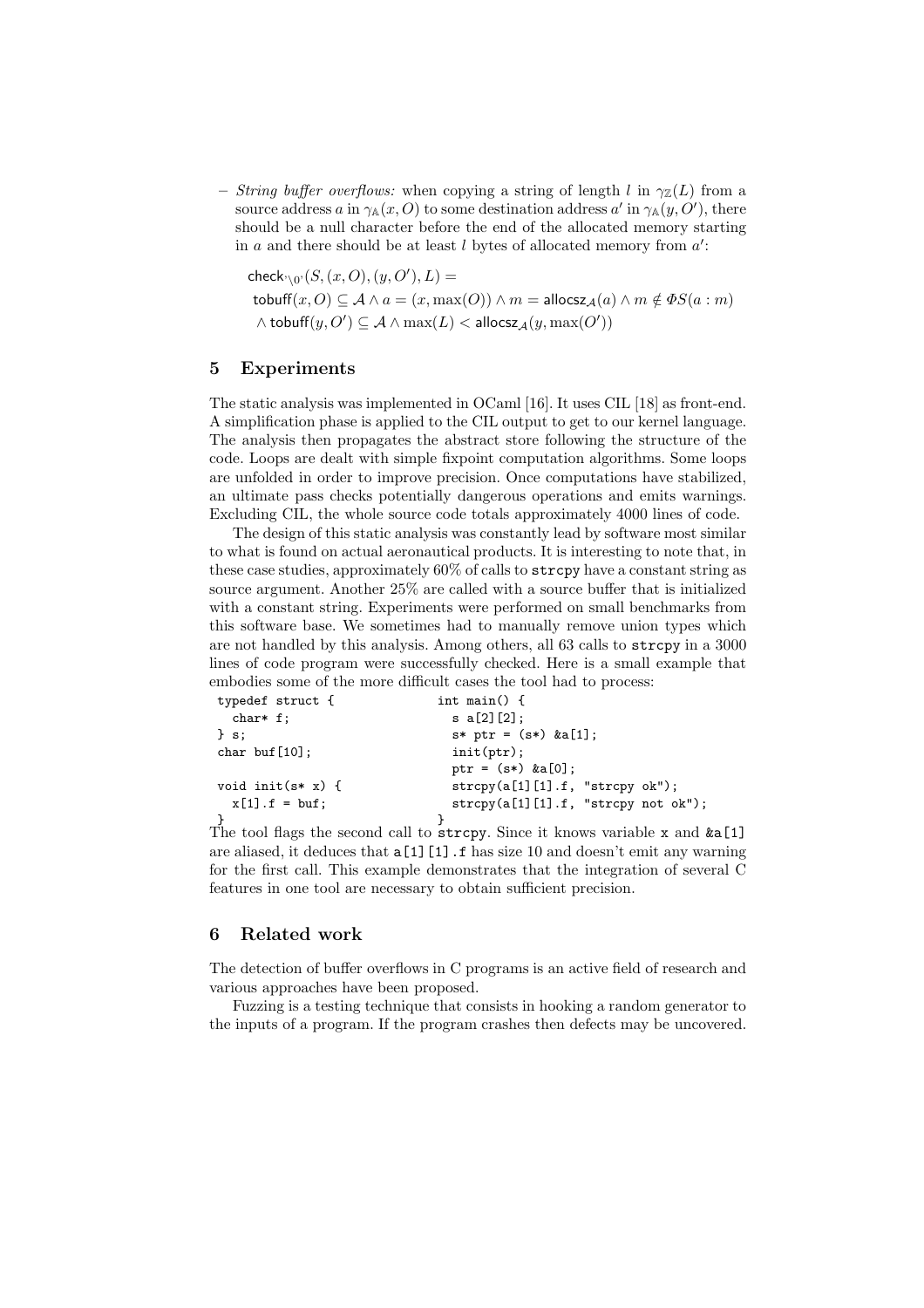– *String buffer overflows:* when copying a string of length $l$ in $\gamma_{\mathbb{Z}}(L)$ from a source address $a$ in $\gamma_{\mathbb{A}}(x, O)$ to some destination address $a'$ in $\gamma_{\mathbb{A}}(y, O')$, there should be a null character before the end of the allocated memory starting in $a$ and there should be at least $l$ bytes of allocated memory from $a'$:

$$\begin{aligned}&\mathsf{check}_{\text{'}\backslash 0\text{'}}(S, (x, O), (y, O'), L) = \\ &\mathsf{tobuff}(x, O) \subseteq \mathcal{A} \wedge a = (x, \max(O)) \wedge m = \mathsf{allocsz}_{\mathcal{A}}(a) \wedge m \notin \Phi S(a : m) \\ &\wedge \mathsf{tobuff}(y, O') \subseteq \mathcal{A} \wedge \max(L) < \mathsf{allocsz}_{\mathcal{A}}(y, \max(O'))\end{aligned}$$

## 5 Experiments

The static analysis was implemented in OCaml [16]. It uses CIL [18] as front-end. A simplification phase is applied to the CIL output to get to our kernel language. The analysis then propagates the abstract store following the structure of the code. Loops are dealt with simple fixpoint computation algorithms. Some loops are unfolded in order to improve precision. Once computations have stabilized, an ultimate pass checks potentially dangerous operations and emits warnings. Excluding CIL, the whole source code totals approximately 4000 lines of code.

The design of this static analysis was constantly lead by software most similar to what is found on actual aeronautical products. It is interesting to note that, in these case studies, approximately 60% of calls to `strcpy` have a constant string as source argument. Another 25% are called with a source buffer that is initialized with a constant string. Experiments were performed on small benchmarks from this software base. We sometimes had to manually remove union types which are not handled by this analysis. Among others, all 63 calls to `strcpy` in a 3000 lines of code program were successfully checked. Here is a small example that embodies some of the more difficult cases the tool had to process:

```
typedef struct {
  char* f;
} s;
char buf[10];

void init(s* x) {
  x[1].f = buf;
}
```

```
int main() {
  s a[2][2];
  s* ptr = (s*) &a[1];
  init(ptr);
  ptr = (s*) &a[0];
  strcpy(a[1][1].f, "strcpy ok");
  strcpy(a[1][1].f, "strcpy not ok");
}
```

The tool flags the second call to `strcpy`. Since it knows variable `x` and `&a[1]` are aliased, it deduces that `a[1][1].f` has size 10 and doesn't emit any warning for the first call. This example demonstrates that the integration of several C features in one tool are necessary to obtain sufficient precision.

## 6 Related work

The detection of buffer overflows in C programs is an active field of research and various approaches have been proposed.

Fuzzing is a testing technique that consists in hooking a random generator to the inputs of a program. If the program crashes then defects may be uncovered.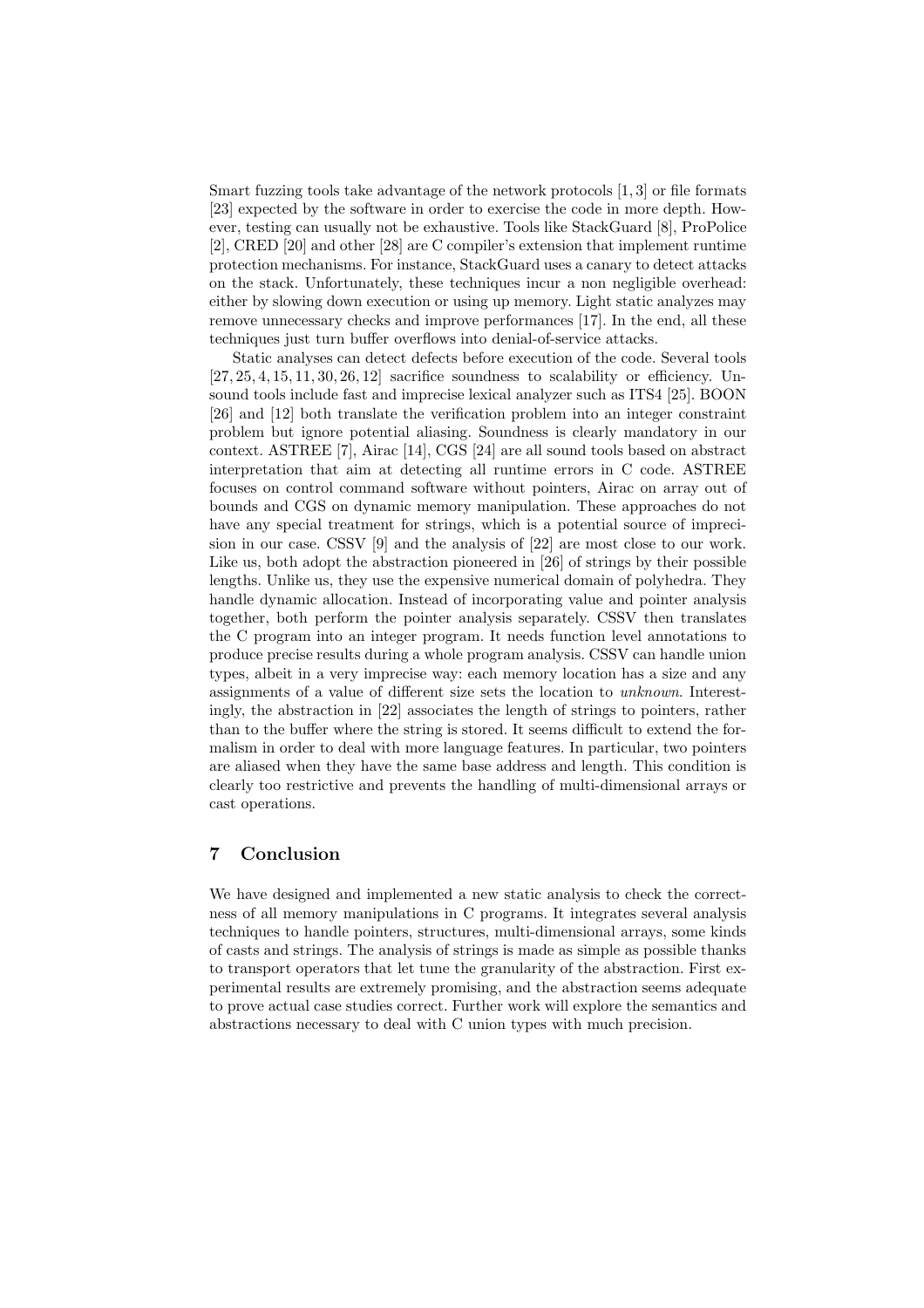Smart fuzzing tools take advantage of the network protocols [1, 3] or file formats [23] expected by the software in order to exercise the code in more depth. However, testing can usually not be exhaustive. Tools like StackGuard [8], ProPolice [2], CRED [20] and other [28] are C compiler's extension that implement runtime protection mechanisms. For instance, StackGuard uses a canary to detect attacks on the stack. Unfortunately, these techniques incur a non negligible overhead: either by slowing down execution or using up memory. Light static analyzes may remove unnecessary checks and improve performances [17]. In the end, all these techniques just turn buffer overflows into denial-of-service attacks.

Static analyses can detect defects before execution of the code. Several tools [27, 25, 4, 15, 11, 30, 26, 12] sacrifice soundness to scalability or efficiency. Unsound tools include fast and imprecise lexical analyzer such as ITS4 [25]. BOON [26] and [12] both translate the verification problem into an integer constraint problem but ignore potential aliasing. Soundness is clearly mandatory in our context. ASTREE [7], Airac [14], CGS [24] are all sound tools based on abstract interpretation that aim at detecting all runtime errors in C code. ASTREE focuses on control command software without pointers, Airac on array out of bounds and CGS on dynamic memory manipulation. These approaches do not have any special treatment for strings, which is a potential source of imprecision in our case. CSSV [9] and the analysis of [22] are most close to our work. Like us, both adopt the abstraction pioneered in [26] of strings by their possible lengths. Unlike us, they use the expensive numerical domain of polyhedra. They handle dynamic allocation. Instead of incorporating value and pointer analysis together, both perform the pointer analysis separately. CSSV then translates the C program into an integer program. It needs function level annotations to produce precise results during a whole program analysis. CSSV can handle union types, albeit in a very imprecise way: each memory location has a size and any assignments of a value of different size sets the location to *unknown*. Interestingly, the abstraction in [22] associates the length of strings to pointers, rather than to the buffer where the string is stored. It seems difficult to extend the formalism in order to deal with more language features. In particular, two pointers are aliased when they have the same base address and length. This condition is clearly too restrictive and prevents the handling of multi-dimensional arrays or cast operations.

## 7 Conclusion

We have designed and implemented a new static analysis to check the correctness of all memory manipulations in C programs. It integrates several analysis techniques to handle pointers, structures, multi-dimensional arrays, some kinds of casts and strings. The analysis of strings is made as simple as possible thanks to transport operators that let tune the granularity of the abstraction. First experimental results are extremely promising, and the abstraction seems adequate to prove actual case studies correct. Further work will explore the semantics and abstractions necessary to deal with C union types with much precision.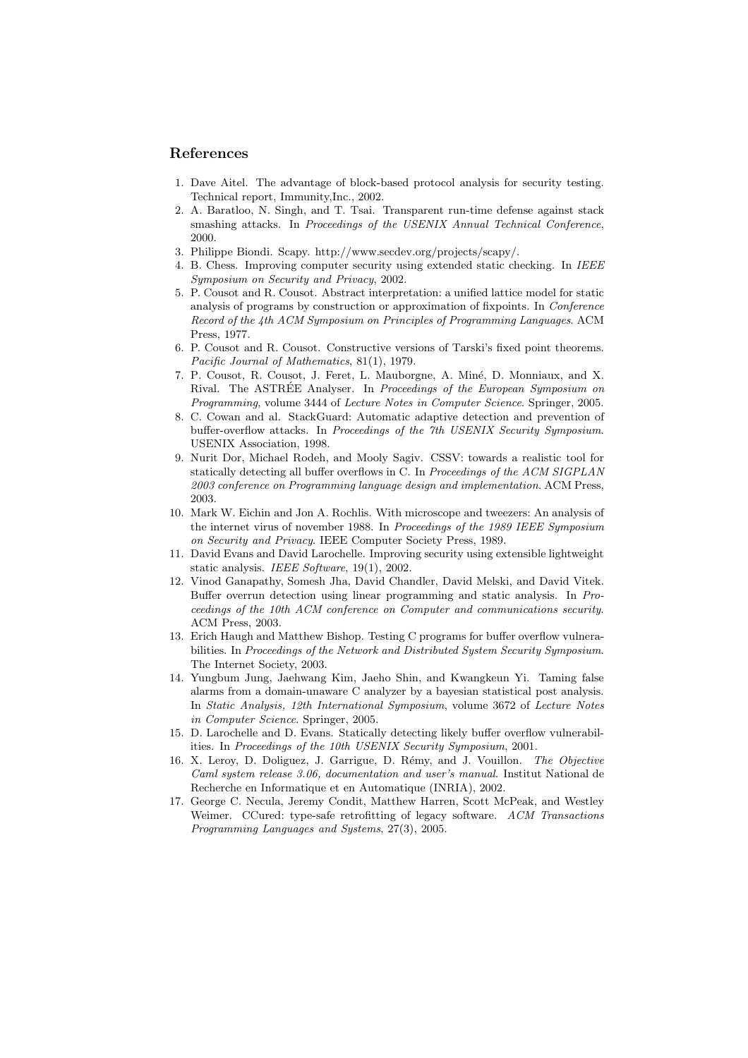## References

1. Dave Aitel. The advantage of block-based protocol analysis for security testing. Technical report, Immunity,Inc., 2002.
2. A. Baratloo, N. Singh, and T. Tsai. Transparent run-time defense against stack smashing attacks. In *Proceedings of the USENIX Annual Technical Conference*, 2000.
3. Philippe Biondi. Scapy. http://www.secdev.org/projects/scapy/.
4. B. Chess. Improving computer security using extended static checking. In *IEEE Symposium on Security and Privacy*, 2002.
5. P. Cousot and R. Cousot. Abstract interpretation: a unified lattice model for static analysis of programs by construction or approximation of fixpoints. In *Conference Record of the 4th ACM Symposium on Principles of Programming Languages*. ACM Press, 1977.
6. P. Cousot and R. Cousot. Constructive versions of Tarski's fixed point theorems. *Pacific Journal of Mathematics*, 81(1), 1979.
7. P. Cousot, R. Cousot, J. Feret, L. Mauborgne, A. Miné, D. Monniaux, and X. Rival. The ASTRÉE Analyser. In *Proceedings of the European Symposium on Programming*, volume 3444 of *Lecture Notes in Computer Science*. Springer, 2005.
8. C. Cowan and al. StackGuard: Automatic adaptive detection and prevention of buffer-overflow attacks. In *Proceedings of the 7th USENIX Security Symposium*. USENIX Association, 1998.
9. Nurit Dor, Michael Rodeh, and Mooly Sagiv. CSSV: towards a realistic tool for statically detecting all buffer overflows in C. In *Proceedings of the ACM SIGPLAN 2003 conference on Programming language design and implementation*. ACM Press, 2003.
10. Mark W. Eichin and Jon A. Rochlis. With microscope and tweezers: An analysis of the internet virus of november 1988. In *Proceedings of the 1989 IEEE Symposium on Security and Privacy*. IEEE Computer Society Press, 1989.
11. David Evans and David Larochelle. Improving security using extensible lightweight static analysis. *IEEE Software*, 19(1), 2002.
12. Vinod Ganapathy, Somesh Jha, David Chandler, David Melski, and David Vitek. Buffer overrun detection using linear programming and static analysis. In *Proceedings of the 10th ACM conference on Computer and communications security*. ACM Press, 2003.
13. Erich Haugh and Matthew Bishop. Testing C programs for buffer overflow vulnerabilities. In *Proceedings of the Network and Distributed System Security Symposium*. The Internet Society, 2003.
14. Yungbum Jung, Jaehwang Kim, Jaeho Shin, and Kwangkeun Yi. Taming false alarms from a domain-unaware C analyzer by a bayesian statistical post analysis. In *Static Analysis, 12th International Symposium*, volume 3672 of *Lecture Notes in Computer Science*. Springer, 2005.
15. D. Larochelle and D. Evans. Statically detecting likely buffer overflow vulnerabilities. In *Proceedings of the 10th USENIX Security Symposium*, 2001.
16. X. Leroy, D. Doliguez, J. Garrigue, D. Rémy, and J. Vouillon. *The Objective Caml system release 3.06, documentation and user's manual*. Institut National de Recherche en Informatique et en Automatique (INRIA), 2002.
17. George C. Necula, Jeremy Condit, Matthew Harren, Scott McPeak, and Westley Weimer. CCured: type-safe retrofitting of legacy software. *ACM Transactions Programming Languages and Systems*, 27(3), 2005.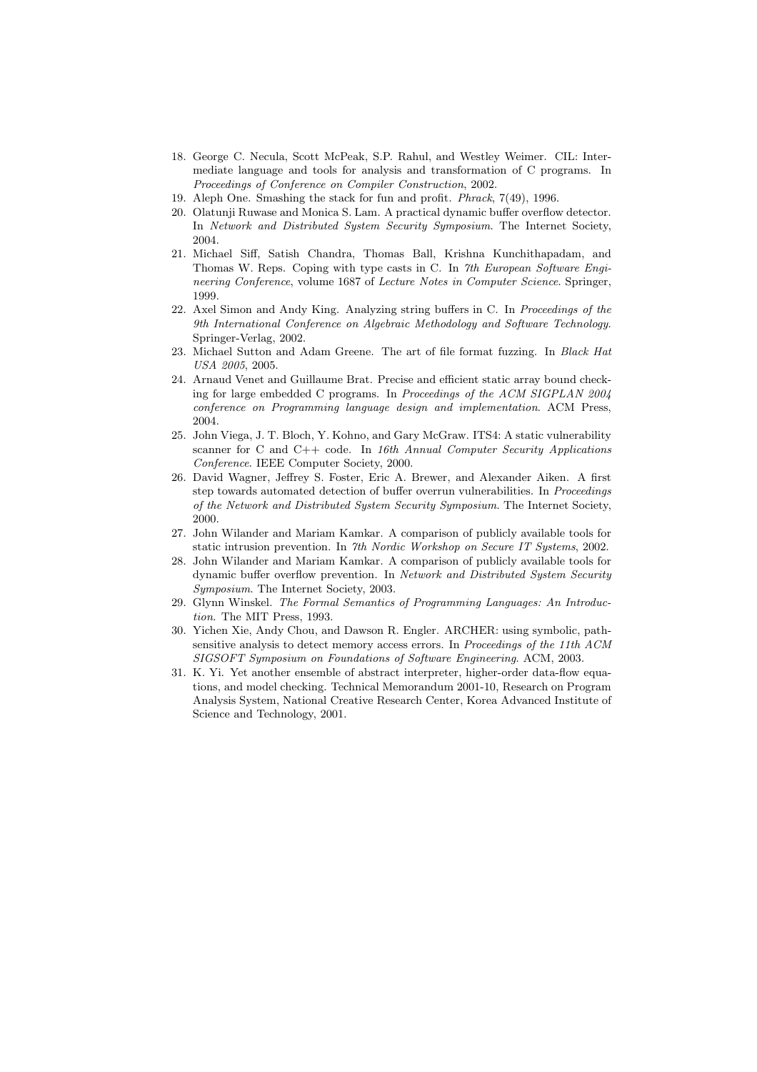18. George C. Necula, Scott McPeak, S.P. Rahul, and Westley Weimer. CIL: Intermediate language and tools for analysis and transformation of C programs. In *Proceedings of Conference on Compiler Construction*, 2002.
19. Aleph One. Smashing the stack for fun and profit. *Phrack*, 7(49), 1996.
20. Olatunji Ruwase and Monica S. Lam. A practical dynamic buffer overflow detector. In *Network and Distributed System Security Symposium*. The Internet Society, 2004.
21. Michael Siff, Satish Chandra, Thomas Ball, Krishna Kunchithapadam, and Thomas W. Reps. Coping with type casts in C. In *7th European Software Engineering Conference*, volume 1687 of *Lecture Notes in Computer Science*. Springer, 1999.
22. Axel Simon and Andy King. Analyzing string buffers in C. In *Proceedings of the 9th International Conference on Algebraic Methodology and Software Technology*. Springer-Verlag, 2002.
23. Michael Sutton and Adam Greene. The art of file format fuzzing. In *Black Hat USA 2005*, 2005.
24. Arnaud Venet and Guillaume Brat. Precise and efficient static array bound checking for large embedded C programs. In *Proceedings of the ACM SIGPLAN 2004 conference on Programming language design and implementation*. ACM Press, 2004.
25. John Viega, J. T. Bloch, Y. Kohno, and Gary McGraw. ITS4: A static vulnerability scanner for C and C++ code. In *16th Annual Computer Security Applications Conference*. IEEE Computer Society, 2000.
26. David Wagner, Jeffrey S. Foster, Eric A. Brewer, and Alexander Aiken. A first step towards automated detection of buffer overrun vulnerabilities. In *Proceedings of the Network and Distributed System Security Symposium*. The Internet Society, 2000.
27. John Wilander and Mariam Kamkar. A comparison of publicly available tools for static intrusion prevention. In *7th Nordic Workshop on Secure IT Systems*, 2002.
28. John Wilander and Mariam Kamkar. A comparison of publicly available tools for dynamic buffer overflow prevention. In *Network and Distributed System Security Symposium*. The Internet Society, 2003.
29. Glynn Winskel. *The Formal Semantics of Programming Languages: An Introduction*. The MIT Press, 1993.
30. Yichen Xie, Andy Chou, and Dawson R. Engler. ARCHER: using symbolic, path-sensitive analysis to detect memory access errors. In *Proceedings of the 11th ACM SIGSOFT Symposium on Foundations of Software Engineering*. ACM, 2003.
31. K. Yi. Yet another ensemble of abstract interpreter, higher-order data-flow equations, and model checking. Technical Memorandum 2001-10, Research on Program Analysis System, National Creative Research Center, Korea Advanced Institute of Science and Technology, 2001.